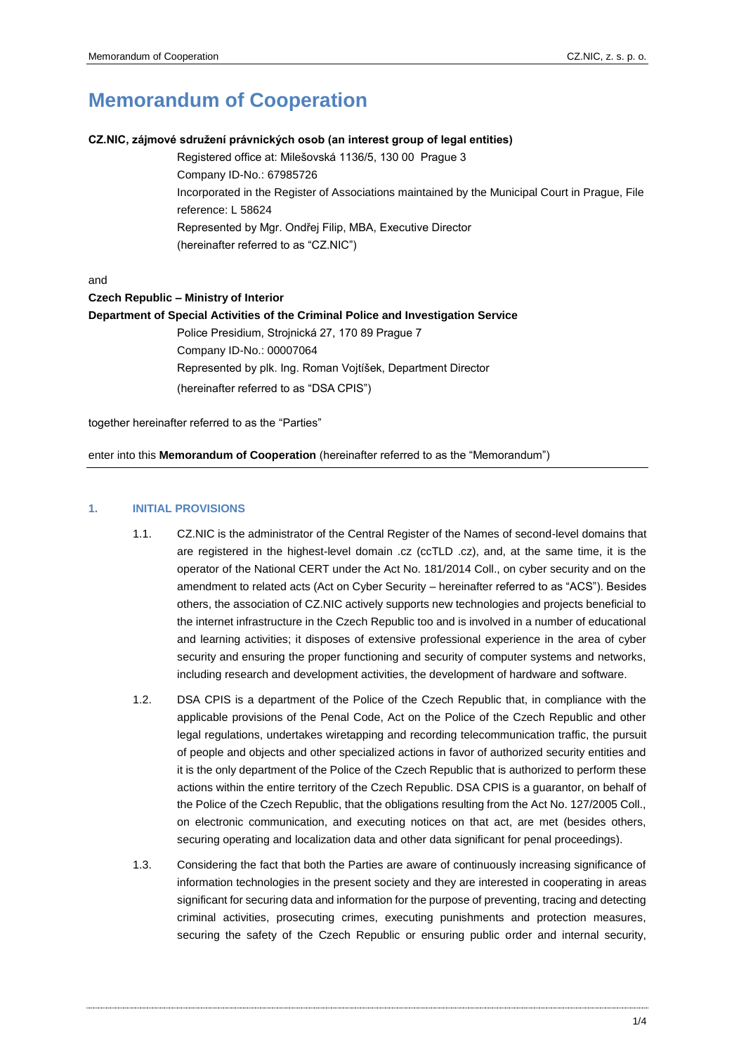# Memorandum of Cooperation

**CZ.NIC, zájmové sdružení právnických osob (an interest group of legal entities)**

Registered office at: Milešovská 1136/5, 130 00 Prague 3
Company ID-No.: 67985726
Incorporated in the Register of Associations maintained by the Municipal Court in Prague, File reference: L 58624
Represented by Mgr. Ondřej Filip, MBA, Executive Director
(hereinafter referred to as "CZ.NIC")

and

**Czech Republic – Ministry of Interior**
**Department of Special Activities of the Criminal Police and Investigation Service**

Police Presidium, Strojnická 27, 170 89 Prague 7
Company ID-No.: 00007064
Represented by plk. Ing. Roman Vojtíšek, Department Director
(hereinafter referred to as "DSA CPIS")

together hereinafter referred to as the "Parties"

enter into this **Memorandum of Cooperation** (hereinafter referred to as the "Memorandum")

---

## 1. INITIAL PROVISIONS

1.1. CZ.NIC is the administrator of the Central Register of the Names of second-level domains that are registered in the highest-level domain .cz (ccTLD .cz), and, at the same time, it is the operator of the National CERT under the Act No. 181/2014 Coll., on cyber security and on the amendment to related acts (Act on Cyber Security – hereinafter referred to as "ACS"). Besides others, the association of CZ.NIC actively supports new technologies and projects beneficial to the internet infrastructure in the Czech Republic too and is involved in a number of educational and learning activities; it disposes of extensive professional experience in the area of cyber security and ensuring the proper functioning and security of computer systems and networks, including research and development activities, the development of hardware and software.

1.2. DSA CPIS is a department of the Police of the Czech Republic that, in compliance with the applicable provisions of the Penal Code, Act on the Police of the Czech Republic and other legal regulations, undertakes wiretapping and recording telecommunication traffic, the pursuit of people and objects and other specialized actions in favor of authorized security entities and it is the only department of the Police of the Czech Republic that is authorized to perform these actions within the entire territory of the Czech Republic. DSA CPIS is a guarantor, on behalf of the Police of the Czech Republic, that the obligations resulting from the Act No. 127/2005 Coll., on electronic communication, and executing notices on that act, are met (besides others, securing operating and localization data and other data significant for penal proceedings).

1.3. Considering the fact that both the Parties are aware of continuously increasing significance of information technologies in the present society and they are interested in cooperating in areas significant for securing data and information for the purpose of preventing, tracing and detecting criminal activities, prosecuting crimes, executing punishments and protection measures, securing the safety of the Czech Republic or ensuring public order and internal security,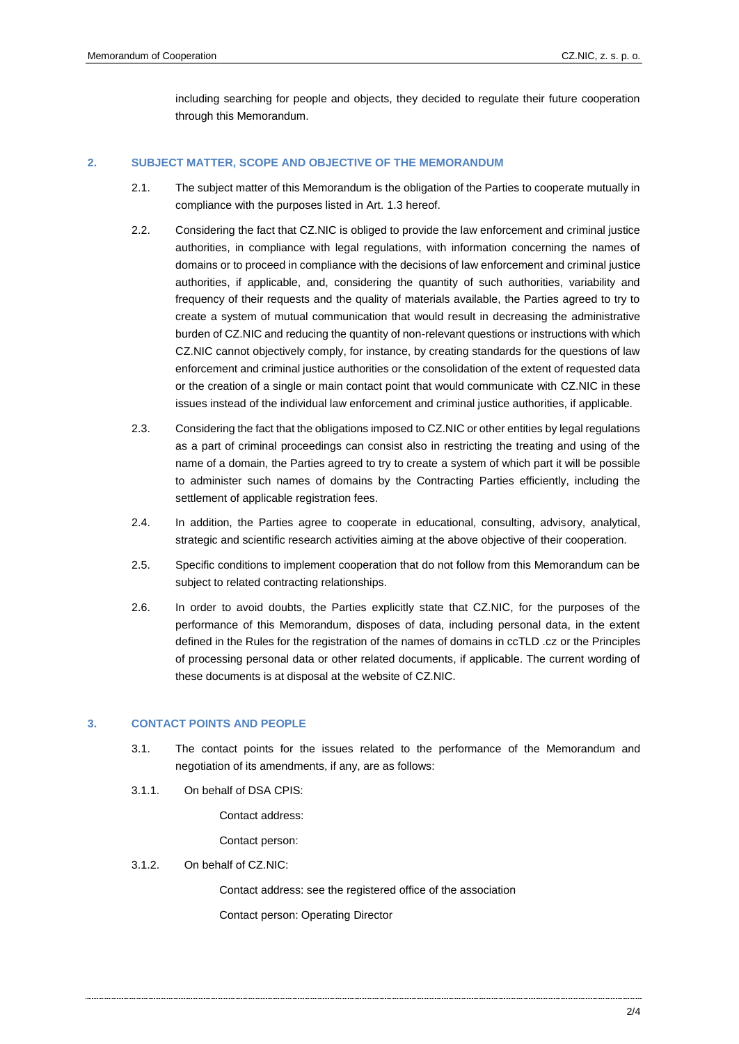including searching for people and objects, they decided to regulate their future cooperation through this Memorandum.

## 2. SUBJECT MATTER, SCOPE AND OBJECTIVE OF THE MEMORANDUM

2.1. The subject matter of this Memorandum is the obligation of the Parties to cooperate mutually in compliance with the purposes listed in Art. 1.3 hereof.

2.2. Considering the fact that CZ.NIC is obliged to provide the law enforcement and criminal justice authorities, in compliance with legal regulations, with information concerning the names of domains or to proceed in compliance with the decisions of law enforcement and criminal justice authorities, if applicable, and, considering the quantity of such authorities, variability and frequency of their requests and the quality of materials available, the Parties agreed to try to create a system of mutual communication that would result in decreasing the administrative burden of CZ.NIC and reducing the quantity of non-relevant questions or instructions with which CZ.NIC cannot objectively comply, for instance, by creating standards for the questions of law enforcement and criminal justice authorities or the consolidation of the extent of requested data or the creation of a single or main contact point that would communicate with CZ.NIC in these issues instead of the individual law enforcement and criminal justice authorities, if applicable.

2.3. Considering the fact that the obligations imposed to CZ.NIC or other entities by legal regulations as a part of criminal proceedings can consist also in restricting the treating and using of the name of a domain, the Parties agreed to try to create a system of which part it will be possible to administer such names of domains by the Contracting Parties efficiently, including the settlement of applicable registration fees.

2.4. In addition, the Parties agree to cooperate in educational, consulting, advisory, analytical, strategic and scientific research activities aiming at the above objective of their cooperation.

2.5. Specific conditions to implement cooperation that do not follow from this Memorandum can be subject to related contracting relationships.

2.6. In order to avoid doubts, the Parties explicitly state that CZ.NIC, for the purposes of the performance of this Memorandum, disposes of data, including personal data, in the extent defined in the Rules for the registration of the names of domains in ccTLD .cz or the Principles of processing personal data or other related documents, if applicable. The current wording of these documents is at disposal at the website of CZ.NIC.

## 3. CONTACT POINTS AND PEOPLE

3.1. The contact points for the issues related to the performance of the Memorandum and negotiation of its amendments, if any, are as follows:

3.1.1. On behalf of DSA CPIS:

Contact address:

Contact person:

3.1.2. On behalf of CZ.NIC:

Contact address: see the registered office of the association

Contact person: Operating Director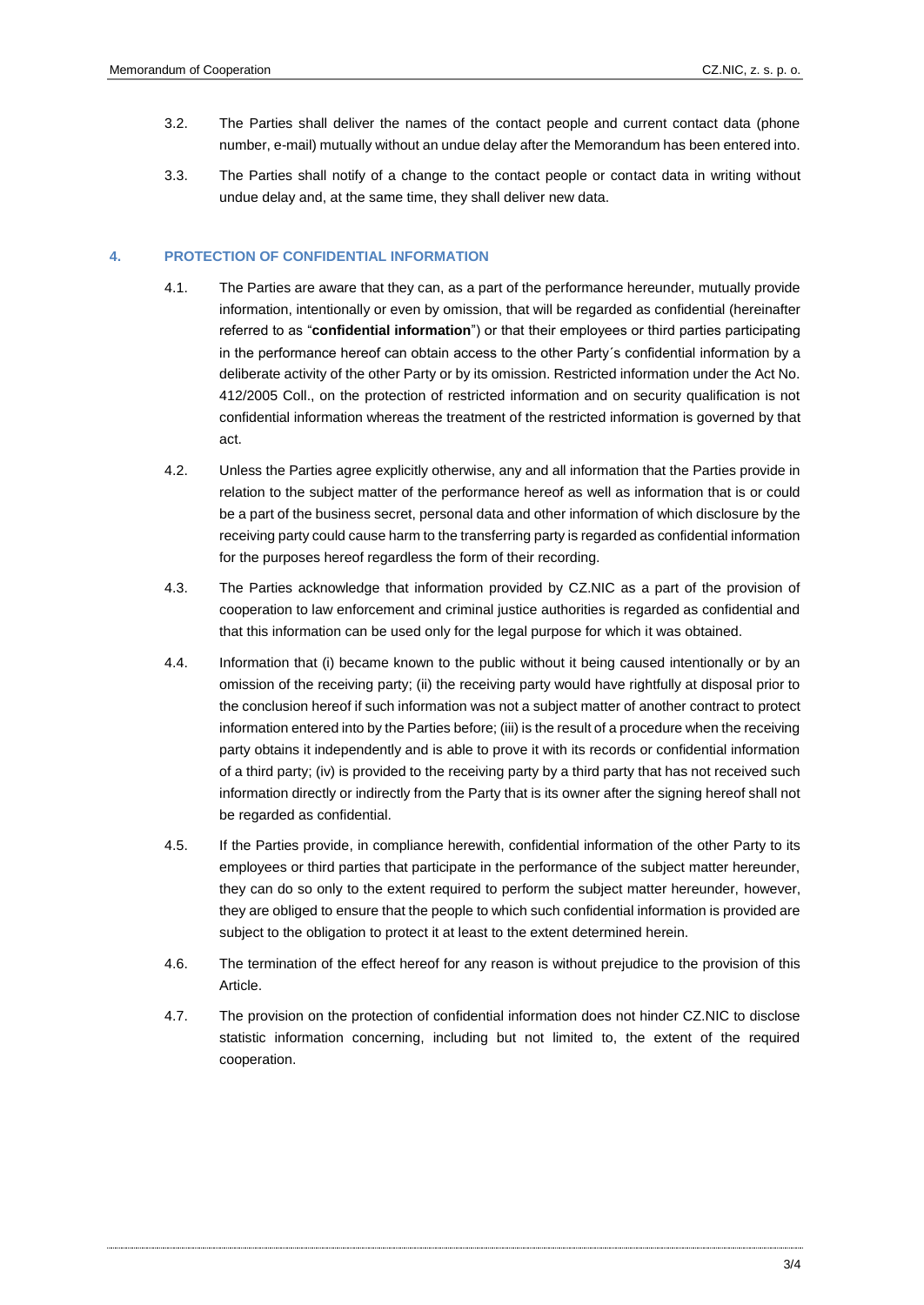3.2. The Parties shall deliver the names of the contact people and current contact data (phone number, e-mail) mutually without an undue delay after the Memorandum has been entered into.

3.3. The Parties shall notify of a change to the contact people or contact data in writing without undue delay and, at the same time, they shall deliver new data.

## 4. PROTECTION OF CONFIDENTIAL INFORMATION

4.1. The Parties are aware that they can, as a part of the performance hereunder, mutually provide information, intentionally or even by omission, that will be regarded as confidential (hereinafter referred to as "**confidential information**") or that their employees or third parties participating in the performance hereof can obtain access to the other Party´s confidential information by a deliberate activity of the other Party or by its omission. Restricted information under the Act No. 412/2005 Coll., on the protection of restricted information and on security qualification is not confidential information whereas the treatment of the restricted information is governed by that act.

4.2. Unless the Parties agree explicitly otherwise, any and all information that the Parties provide in relation to the subject matter of the performance hereof as well as information that is or could be a part of the business secret, personal data and other information of which disclosure by the receiving party could cause harm to the transferring party is regarded as confidential information for the purposes hereof regardless the form of their recording.

4.3. The Parties acknowledge that information provided by CZ.NIC as a part of the provision of cooperation to law enforcement and criminal justice authorities is regarded as confidential and that this information can be used only for the legal purpose for which it was obtained.

4.4. Information that (i) became known to the public without it being caused intentionally or by an omission of the receiving party; (ii) the receiving party would have rightfully at disposal prior to the conclusion hereof if such information was not a subject matter of another contract to protect information entered into by the Parties before; (iii) is the result of a procedure when the receiving party obtains it independently and is able to prove it with its records or confidential information of a third party; (iv) is provided to the receiving party by a third party that has not received such information directly or indirectly from the Party that is its owner after the signing hereof shall not be regarded as confidential.

4.5. If the Parties provide, in compliance herewith, confidential information of the other Party to its employees or third parties that participate in the performance of the subject matter hereunder, they can do so only to the extent required to perform the subject matter hereunder, however, they are obliged to ensure that the people to which such confidential information is provided are subject to the obligation to protect it at least to the extent determined herein.

4.6. The termination of the effect hereof for any reason is without prejudice to the provision of this Article.

4.7. The provision on the protection of confidential information does not hinder CZ.NIC to disclose statistic information concerning, including but not limited to, the extent of the required cooperation.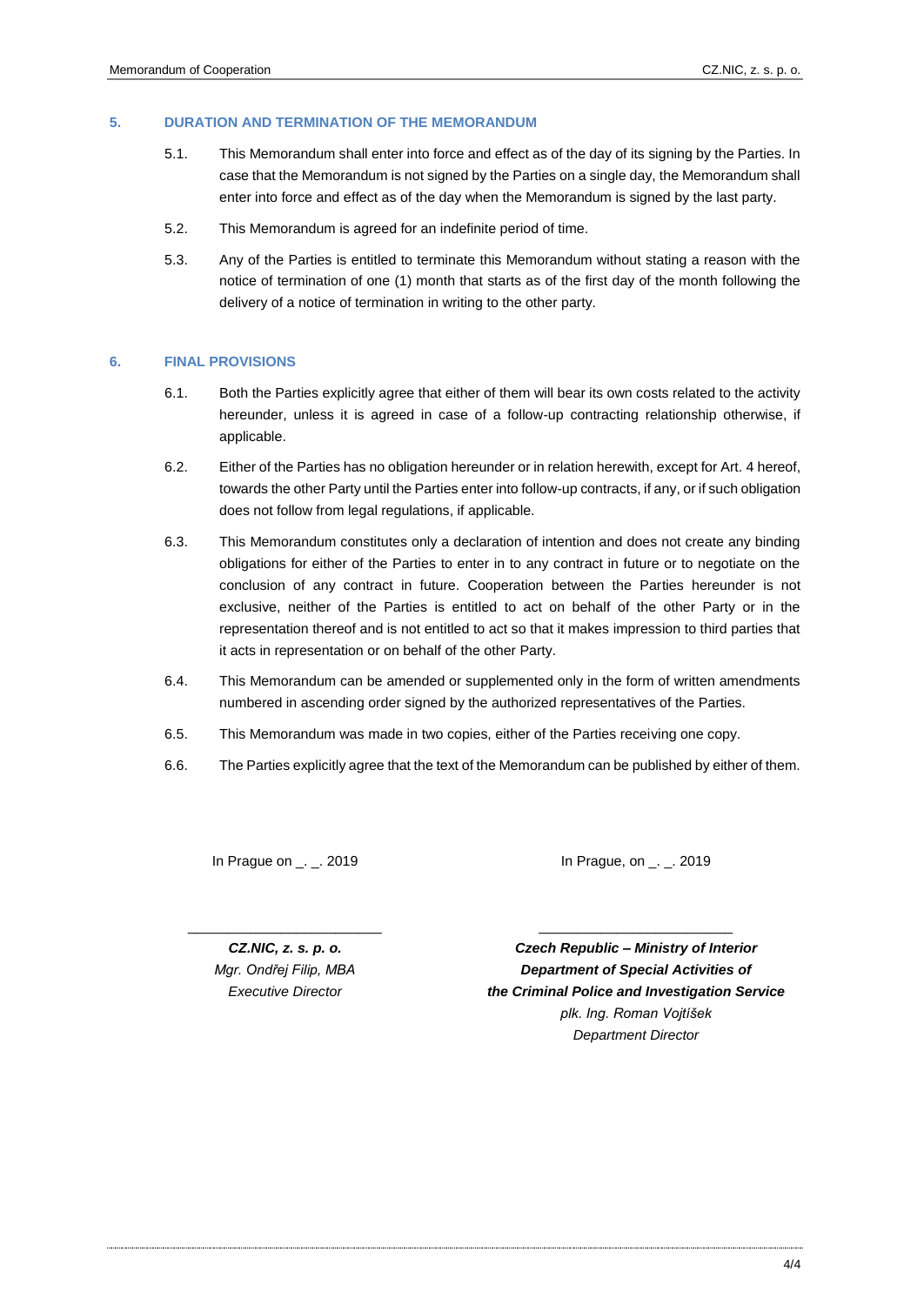## 5. DURATION AND TERMINATION OF THE MEMORANDUM

5.1. This Memorandum shall enter into force and effect as of the day of its signing by the Parties. In case that the Memorandum is not signed by the Parties on a single day, the Memorandum shall enter into force and effect as of the day when the Memorandum is signed by the last party.

5.2. This Memorandum is agreed for an indefinite period of time.

5.3. Any of the Parties is entitled to terminate this Memorandum without stating a reason with the notice of termination of one (1) month that starts as of the first day of the month following the delivery of a notice of termination in writing to the other party.

## 6. FINAL PROVISIONS

6.1. Both the Parties explicitly agree that either of them will bear its own costs related to the activity hereunder, unless it is agreed in case of a follow-up contracting relationship otherwise, if applicable.

6.2. Either of the Parties has no obligation hereunder or in relation herewith, except for Art. 4 hereof, towards the other Party until the Parties enter into follow-up contracts, if any, or if such obligation does not follow from legal regulations, if applicable.

6.3. This Memorandum constitutes only a declaration of intention and does not create any binding obligations for either of the Parties to enter in to any contract in future or to negotiate on the conclusion of any contract in future. Cooperation between the Parties hereunder is not exclusive, neither of the Parties is entitled to act on behalf of the other Party or in the representation thereof and is not entitled to act so that it makes impression to third parties that it acts in representation or on behalf of the other Party.

6.4. This Memorandum can be amended or supplemented only in the form of written amendments numbered in ascending order signed by the authorized representatives of the Parties.

6.5. This Memorandum was made in two copies, either of the Parties receiving one copy.

6.6. The Parties explicitly agree that the text of the Memorandum can be published by either of them.

In Prague on _. _. 2019

\_\_\_\_\_\_\_\_\_\_\_\_\_\_\_\_\_\_\_\_\_\_\_\_\_

***CZ.NIC, z. s. p. o.***
*Mgr. Ondřej Filip, MBA*
*Executive Director*

In Prague, on _. _. 2019

\_\_\_\_\_\_\_\_\_\_\_\_\_\_\_\_\_\_\_\_\_\_\_\_\_

***Czech Republic – Ministry of Interior***
***Department of Special Activities of***
***the Criminal Police and Investigation Service***
*plk. Ing. Roman Vojtíšek*
*Department Director*